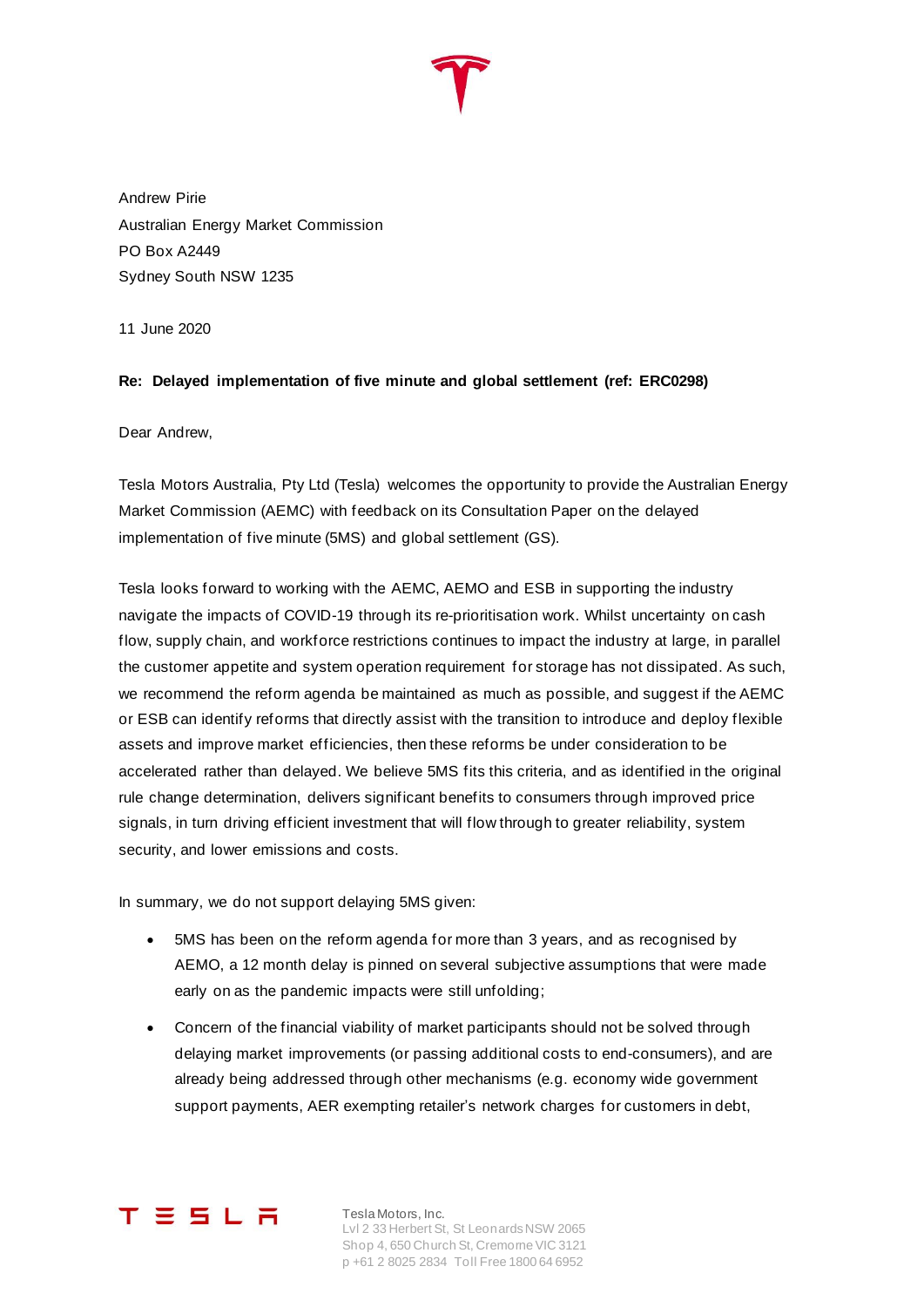Andrew Pirie
Australian Energy Market Commission
PO Box A2449
Sydney South NSW 1235

11 June 2020

**Re: Delayed implementation of five minute and global settlement (ref: ERC0298)**

Dear Andrew,

Tesla Motors Australia, Pty Ltd (Tesla) welcomes the opportunity to provide the Australian Energy Market Commission (AEMC) with feedback on its Consultation Paper on the delayed implementation of five minute (5MS) and global settlement (GS).

Tesla looks forward to working with the AEMC, AEMO and ESB in supporting the industry navigate the impacts of COVID-19 through its re-prioritisation work. Whilst uncertainty on cash flow, supply chain, and workforce restrictions continues to impact the industry at large, in parallel the customer appetite and system operation requirement for storage has not dissipated. As such, we recommend the reform agenda be maintained as much as possible, and suggest if the AEMC or ESB can identify reforms that directly assist with the transition to introduce and deploy flexible assets and improve market efficiencies, then these reforms be under consideration to be accelerated rather than delayed. We believe 5MS fits this criteria, and as identified in the original rule change determination, delivers significant benefits to consumers through improved price signals, in turn driving efficient investment that will flow through to greater reliability, system security, and lower emissions and costs.

In summary, we do not support delaying 5MS given:

- 5MS has been on the reform agenda for more than 3 years, and as recognised by AEMO, a 12 month delay is pinned on several subjective assumptions that were made early on as the pandemic impacts were still unfolding;
- Concern of the financial viability of market participants should not be solved through delaying market improvements (or passing additional costs to end-consumers), and are already being addressed through other mechanisms (e.g. economy wide government support payments, AER exempting retailer's network charges for customers in debt,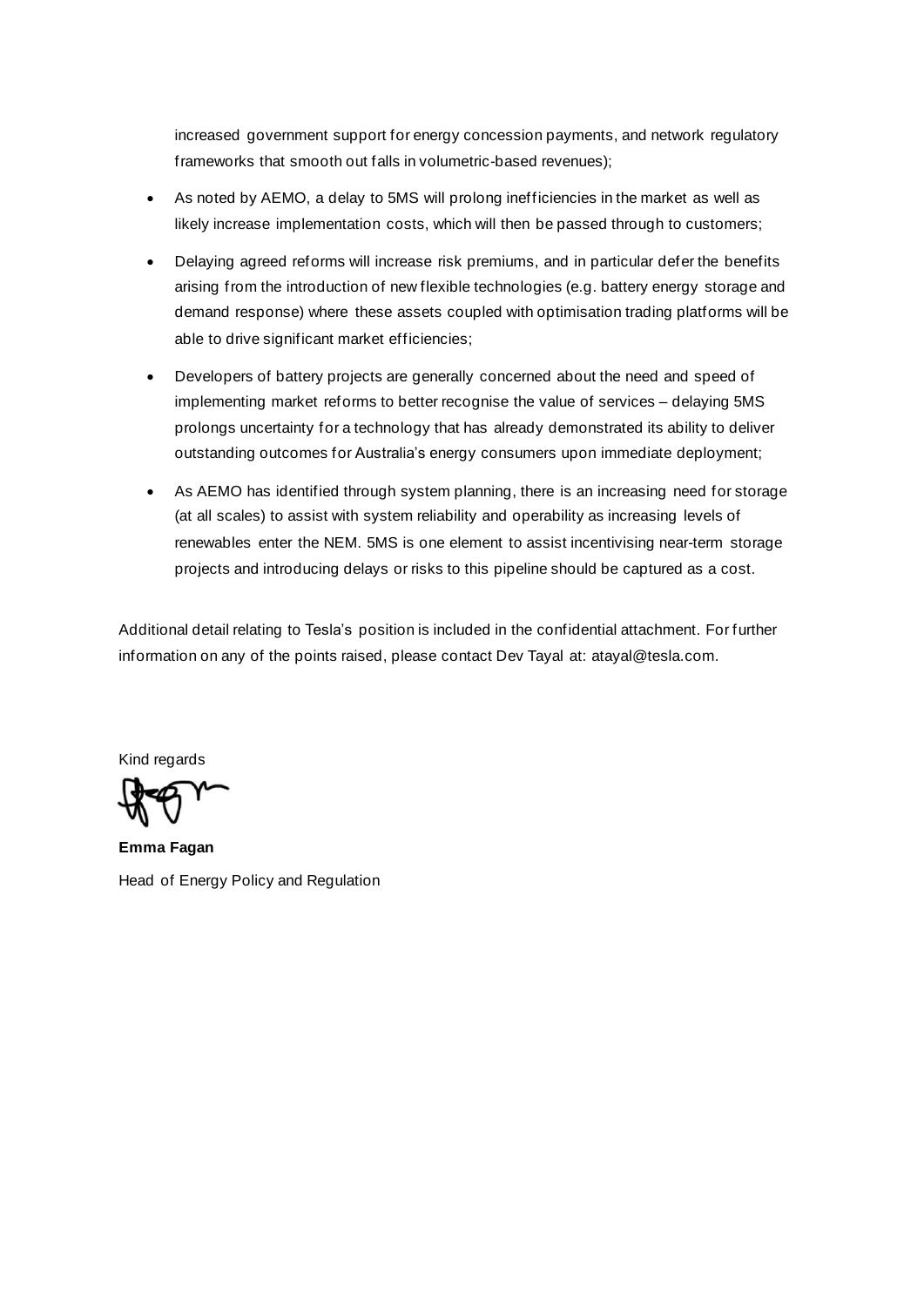increased government support for energy concession payments, and network regulatory frameworks that smooth out falls in volumetric-based revenues);

- As noted by AEMO, a delay to 5MS will prolong inefficiencies in the market as well as likely increase implementation costs, which will then be passed through to customers;
- Delaying agreed reforms will increase risk premiums, and in particular defer the benefits arising from the introduction of new flexible technologies (e.g. battery energy storage and demand response) where these assets coupled with optimisation trading platforms will be able to drive significant market efficiencies;
- Developers of battery projects are generally concerned about the need and speed of implementing market reforms to better recognise the value of services – delaying 5MS prolongs uncertainty for a technology that has already demonstrated its ability to deliver outstanding outcomes for Australia's energy consumers upon immediate deployment;
- As AEMO has identified through system planning, there is an increasing need for storage (at all scales) to assist with system reliability and operability as increasing levels of renewables enter the NEM. 5MS is one element to assist incentivising near-term storage projects and introducing delays or risks to this pipeline should be captured as a cost.

Additional detail relating to Tesla's position is included in the confidential attachment. For further information on any of the points raised, please contact Dev Tayal at: atayal@tesla.com.

Kind regards

**Emma Fagan**

Head of Energy Policy and Regulation